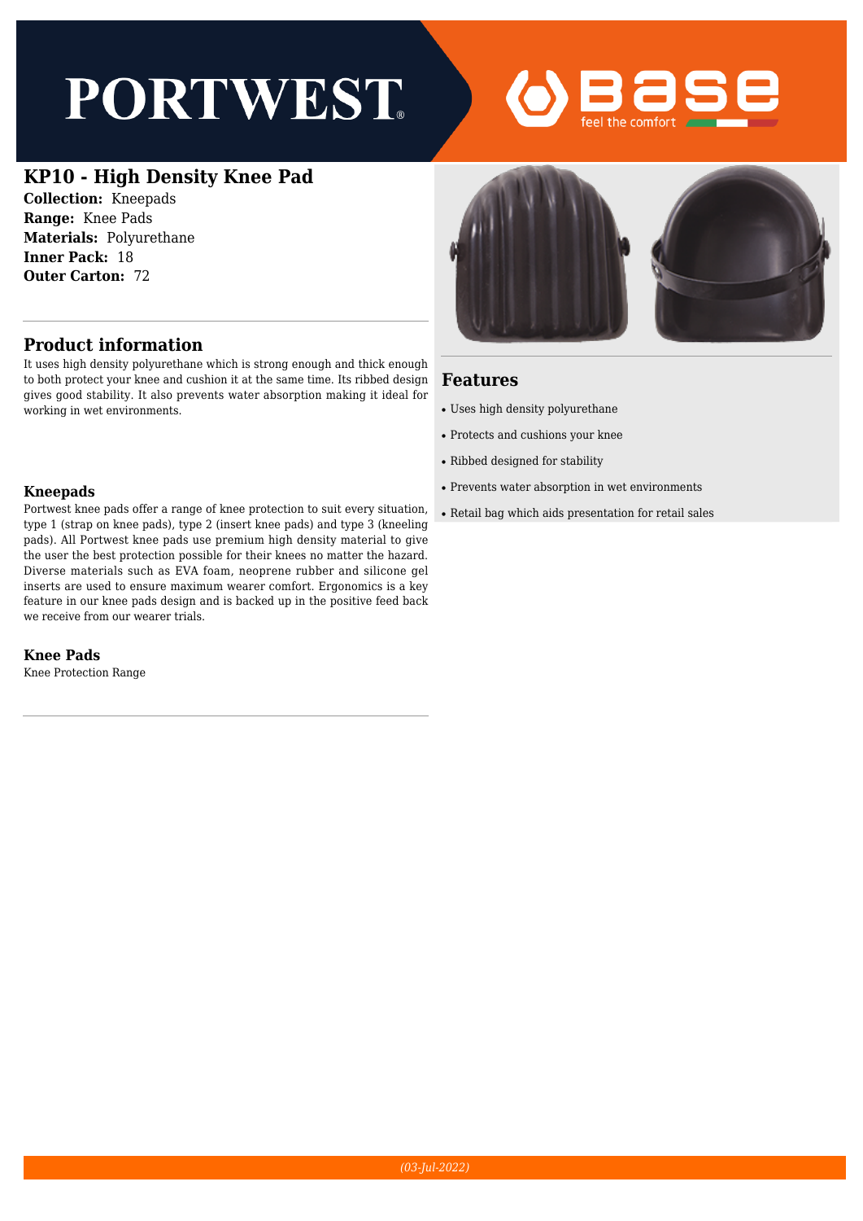# KP10 - High Density Knee Pad

**Collection:** Kneepads
**Range:** Knee Pads
**Materials:** Polyurethane
**Inner Pack:** 18
**Outer Carton:** 72

## Product information

It uses high density polyurethane which is strong enough and thick enough to both protect your knee and cushion it at the same time. Its ribbed design gives good stability. It also prevents water absorption making it ideal for working in wet environments.

### Kneepads

Portwest knee pads offer a range of knee protection to suit every situation, type 1 (strap on knee pads), type 2 (insert knee pads) and type 3 (kneeling pads). All Portwest knee pads use premium high density material to give the user the best protection possible for their knees no matter the hazard. Diverse materials such as EVA foam, neoprene rubber and silicone gel inserts are used to ensure maximum wearer comfort. Ergonomics is a key feature in our knee pads design and is backed up in the positive feed back we receive from our wearer trials.

### Knee Pads

Knee Protection Range

## Features

- Uses high density polyurethane
- Protects and cushions your knee
- Ribbed designed for stability
- Prevents water absorption in wet environments
- Retail bag which aids presentation for retail sales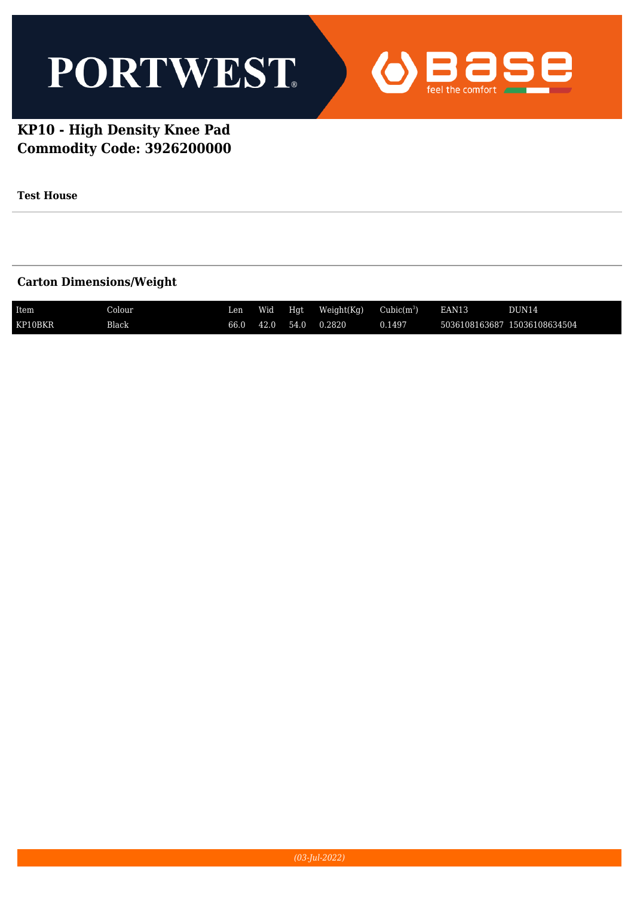# KP10 - High Density Knee Pad
# Commodity Code: 3926200000

**Test House**

---

---

## Carton Dimensions/Weight

| Item | Colour | Len | Wid | Hgt | Weight(Kg) | Cubic($m^3$) | EAN13 | DUN14 |
|---|---|---|---|---|---|---|---|---|
| KP10BKR | Black | 66.0 | 42.0 | 54.0 | 0.2820 | 0.1497 | 5036108163687 | 15036108634504 |

*(03-Jul-2022)*